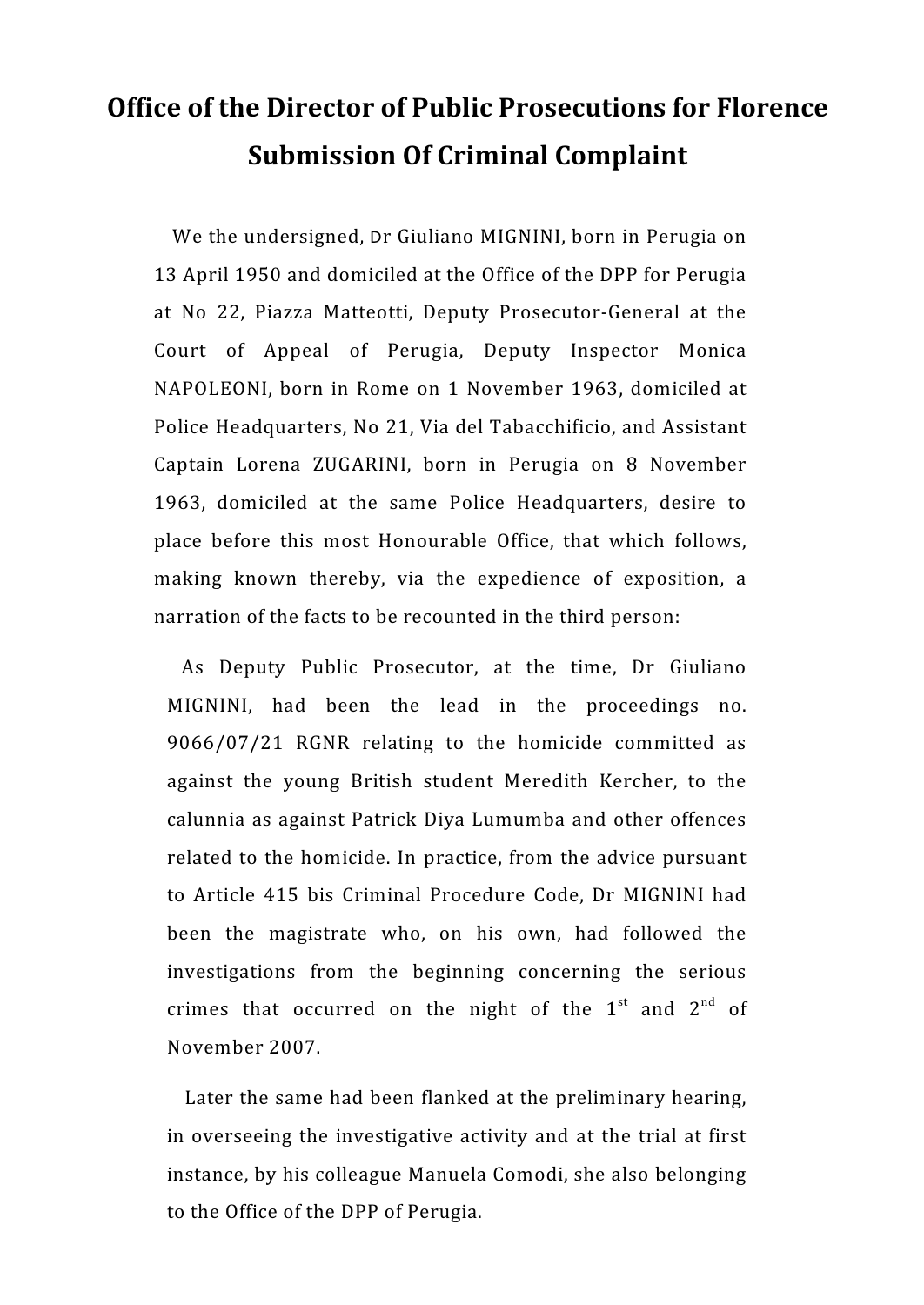# Office of the Director of Public Prosecutions for Florence

# Submission Of Criminal Complaint

We the undersigned, Dr Giuliano MIGNINI, born in Perugia on 13 April 1950 and domiciled at the Office of the DPP for Perugia at No 22, Piazza Matteotti, Deputy Prosecutor-General at the Court of Appeal of Perugia, Deputy Inspector Monica NAPOLEONI, born in Rome on 1 November 1963, domiciled at Police Headquarters, No 21, Via del Tabacchificio, and Assistant Captain Lorena ZUGARINI, born in Perugia on 8 November 1963, domiciled at the same Police Headquarters, desire to place before this most Honourable Office, that which follows, making known thereby, via the expedience of exposition, a narration of the facts to be recounted in the third person:

As Deputy Public Prosecutor, at the time, Dr Giuliano MIGNINI, had been the lead in the proceedings no. 9066/07/21 RGNR relating to the homicide committed as against the young British student Meredith Kercher, to the calunnia as against Patrick Diya Lumumba and other offences related to the homicide. In practice, from the advice pursuant to Article 415 bis Criminal Procedure Code, Dr MIGNINI had been the magistrate who, on his own, had followed the investigations from the beginning concerning the serious crimes that occurred on the night of the 1st and 2nd of November 2007.

Later the same had been flanked at the preliminary hearing, in overseeing the investigative activity and at the trial at first instance, by his colleague Manuela Comodi, she also belonging to the Office of the DPP of Perugia.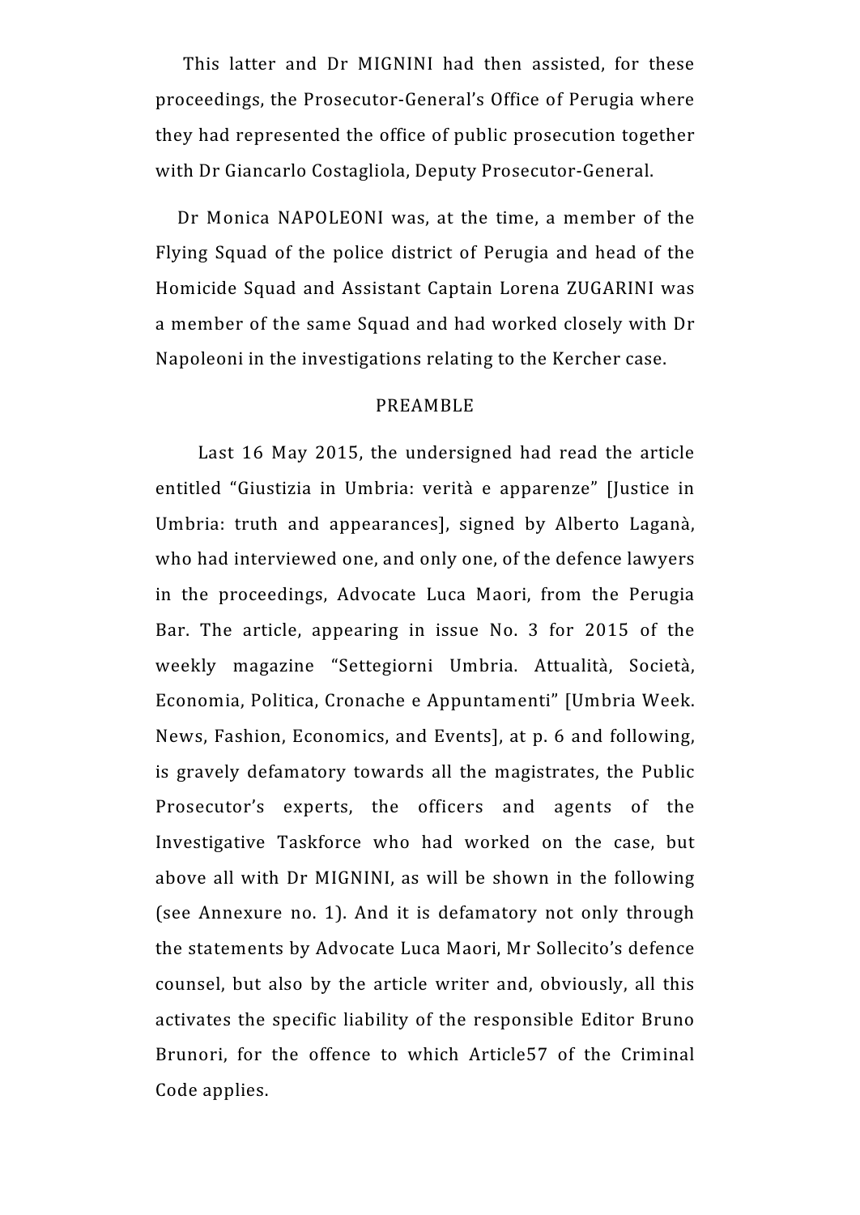This latter and Dr MIGNINI had then assisted, for these proceedings, the Prosecutor-General's Office of Perugia where they had represented the office of public prosecution together with Dr Giancarlo Costagliola, Deputy Prosecutor-General.

Dr Monica NAPOLEONI was, at the time, a member of the Flying Squad of the police district of Perugia and head of the Homicide Squad and Assistant Captain Lorena ZUGARINI was a member of the same Squad and had worked closely with Dr Napoleoni in the investigations relating to the Kercher case.

## PREAMBLE

Last 16 May 2015, the undersigned had read the article entitled "Giustizia in Umbria: verità e apparenze" [Justice in Umbria: truth and appearances], signed by Alberto Laganà, who had interviewed one, and only one, of the defence lawyers in the proceedings, Advocate Luca Maori, from the Perugia Bar. The article, appearing in issue No. 3 for 2015 of the weekly magazine "Settegiorni Umbria. Attualità, Società, Economia, Politica, Cronache e Appuntamenti" [Umbria Week. News, Fashion, Economics, and Events], at p. 6 and following, is gravely defamatory towards all the magistrates, the Public Prosecutor's experts, the officers and agents of the Investigative Taskforce who had worked on the case, but above all with Dr MIGNINI, as will be shown in the following (see Annexure no. 1). And it is defamatory not only through the statements by Advocate Luca Maori, Mr Sollecito's defence counsel, but also by the article writer and, obviously, all this activates the specific liability of the responsible Editor Bruno Brunori, for the offence to which Article57 of the Criminal Code applies.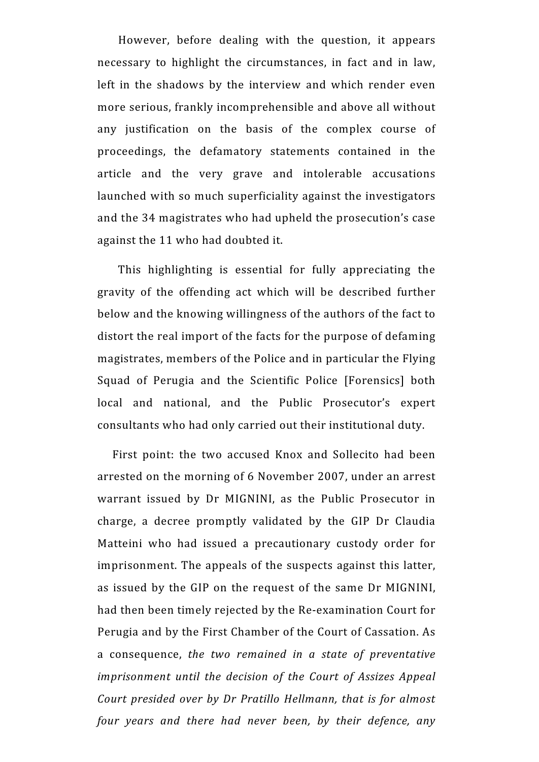However, before dealing with the question, it appears necessary to highlight the circumstances, in fact and in law, left in the shadows by the interview and which render even more serious, frankly incomprehensible and above all without any justification on the basis of the complex course of proceedings, the defamatory statements contained in the article and the very grave and intolerable accusations launched with so much superficiality against the investigators and the 34 magistrates who had upheld the prosecution's case against the 11 who had doubted it.

This highlighting is essential for fully appreciating the gravity of the offending act which will be described further below and the knowing willingness of the authors of the fact to distort the real import of the facts for the purpose of defaming magistrates, members of the Police and in particular the Flying Squad of Perugia and the Scientific Police [Forensics] both local and national, and the Public Prosecutor's expert consultants who had only carried out their institutional duty.

First point: the two accused Knox and Sollecito had been arrested on the morning of 6 November 2007, under an arrest warrant issued by Dr MIGNINI, as the Public Prosecutor in charge, a decree promptly validated by the GIP Dr Claudia Matteini who had issued a precautionary custody order for imprisonment. The appeals of the suspects against this latter, as issued by the GIP on the request of the same Dr MIGNINI, had then been timely rejected by the Re-examination Court for Perugia and by the First Chamber of the Court of Cassation. As a consequence, *the two remained in a state of preventative imprisonment until the decision of the Court of Assizes Appeal Court presided over by Dr Pratillo Hellmann, that is for almost four years and there had never been, by their defence, any*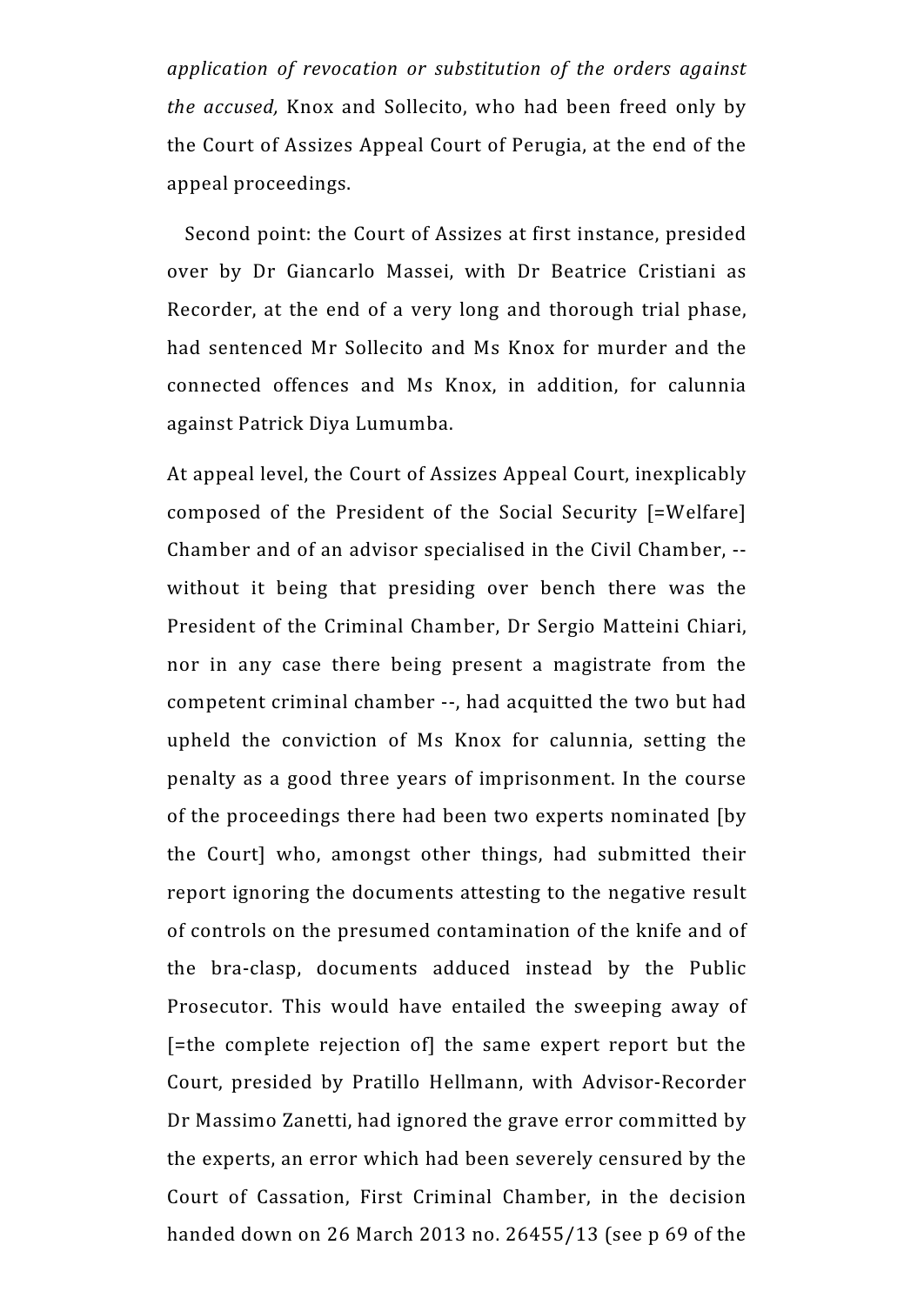*application of revocation or substitution of the orders against the accused,* Knox and Sollecito, who had been freed only by the Court of Assizes Appeal Court of Perugia, at the end of the appeal proceedings.

Second point: the Court of Assizes at first instance, presided over by Dr Giancarlo Massei, with Dr Beatrice Cristiani as Recorder, at the end of a very long and thorough trial phase, had sentenced Mr Sollecito and Ms Knox for murder and the connected offences and Ms Knox, in addition, for calunnia against Patrick Diya Lumumba.

At appeal level, the Court of Assizes Appeal Court, inexplicably composed of the President of the Social Security [=Welfare] Chamber and of an advisor specialised in the Civil Chamber, -- without it being that presiding over bench there was the President of the Criminal Chamber, Dr Sergio Matteini Chiari, nor in any case there being present a magistrate from the competent criminal chamber --, had acquitted the two but had upheld the conviction of Ms Knox for calunnia, setting the penalty as a good three years of imprisonment. In the course of the proceedings there had been two experts nominated [by the Court] who, amongst other things, had submitted their report ignoring the documents attesting to the negative result of controls on the presumed contamination of the knife and of the bra-clasp, documents adduced instead by the Public Prosecutor. This would have entailed the sweeping away of [=the complete rejection of] the same expert report but the Court, presided by Pratillo Hellmann, with Advisor-Recorder Dr Massimo Zanetti, had ignored the grave error committed by the experts, an error which had been severely censured by the Court of Cassation, First Criminal Chamber, in the decision handed down on 26 March 2013 no. 26455/13 (see p 69 of the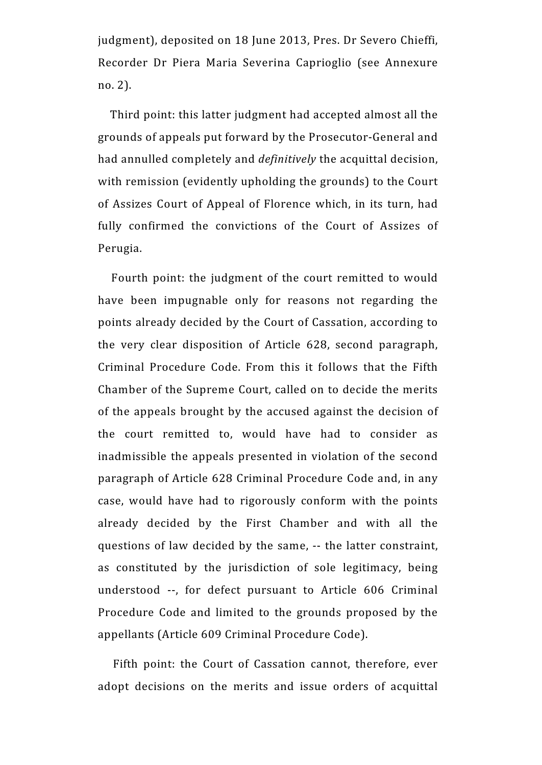judgment), deposited on 18 June 2013, Pres. Dr Severo Chieffi, Recorder Dr Piera Maria Severina Caprioglio (see Annexure no. 2).

Third point: this latter judgment had accepted almost all the grounds of appeals put forward by the Prosecutor-General and had annulled completely and *definitively* the acquittal decision, with remission (evidently upholding the grounds) to the Court of Assizes Court of Appeal of Florence which, in its turn, had fully confirmed the convictions of the Court of Assizes of Perugia.

Fourth point: the judgment of the court remitted to would have been impugnable only for reasons not regarding the points already decided by the Court of Cassation, according to the very clear disposition of Article 628, second paragraph, Criminal Procedure Code. From this it follows that the Fifth Chamber of the Supreme Court, called on to decide the merits of the appeals brought by the accused against the decision of the court remitted to, would have had to consider as inadmissible the appeals presented in violation of the second paragraph of Article 628 Criminal Procedure Code and, in any case, would have had to rigorously conform with the points already decided by the First Chamber and with all the questions of law decided by the same, -- the latter constraint, as constituted by the jurisdiction of sole legitimacy, being understood --, for defect pursuant to Article 606 Criminal Procedure Code and limited to the grounds proposed by the appellants (Article 609 Criminal Procedure Code).

Fifth point: the Court of Cassation cannot, therefore, ever adopt decisions on the merits and issue orders of acquittal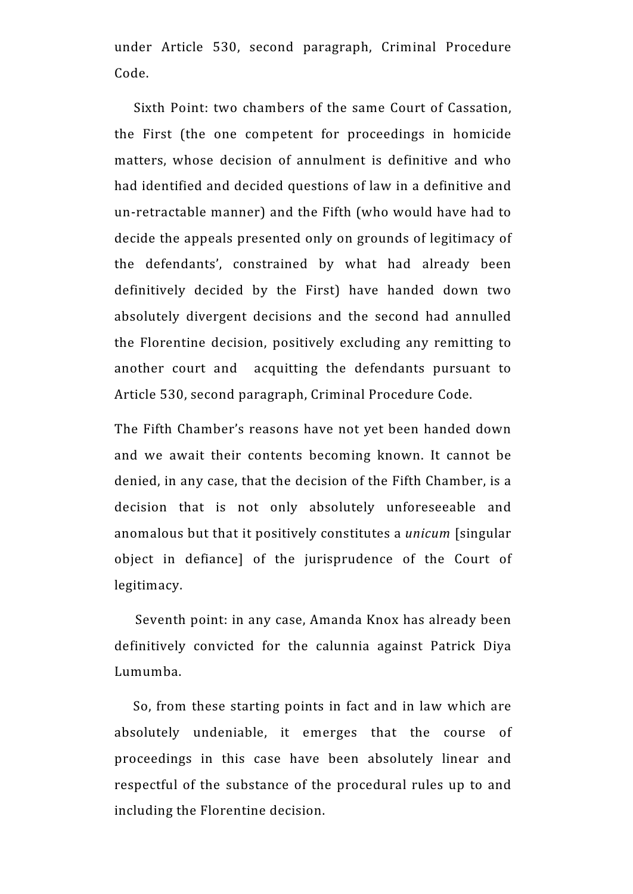under Article 530, second paragraph, Criminal Procedure Code.

Sixth Point: two chambers of the same Court of Cassation, the First (the one competent for proceedings in homicide matters, whose decision of annulment is definitive and who had identified and decided questions of law in a definitive and un-retractable manner) and the Fifth (who would have had to decide the appeals presented only on grounds of legitimacy of the defendants', constrained by what had already been definitively decided by the First) have handed down two absolutely divergent decisions and the second had annulled the Florentine decision, positively excluding any remitting to another court and acquitting the defendants pursuant to Article 530, second paragraph, Criminal Procedure Code.

The Fifth Chamber's reasons have not yet been handed down and we await their contents becoming known. It cannot be denied, in any case, that the decision of the Fifth Chamber, is a decision that is not only absolutely unforeseeable and anomalous but that it positively constitutes a *unicum* [singular object in defiance] of the jurisprudence of the Court of legitimacy.

Seventh point: in any case, Amanda Knox has already been definitively convicted for the calunnia against Patrick Diya Lumumba.

So, from these starting points in fact and in law which are absolutely undeniable, it emerges that the course of proceedings in this case have been absolutely linear and respectful of the substance of the procedural rules up to and including the Florentine decision.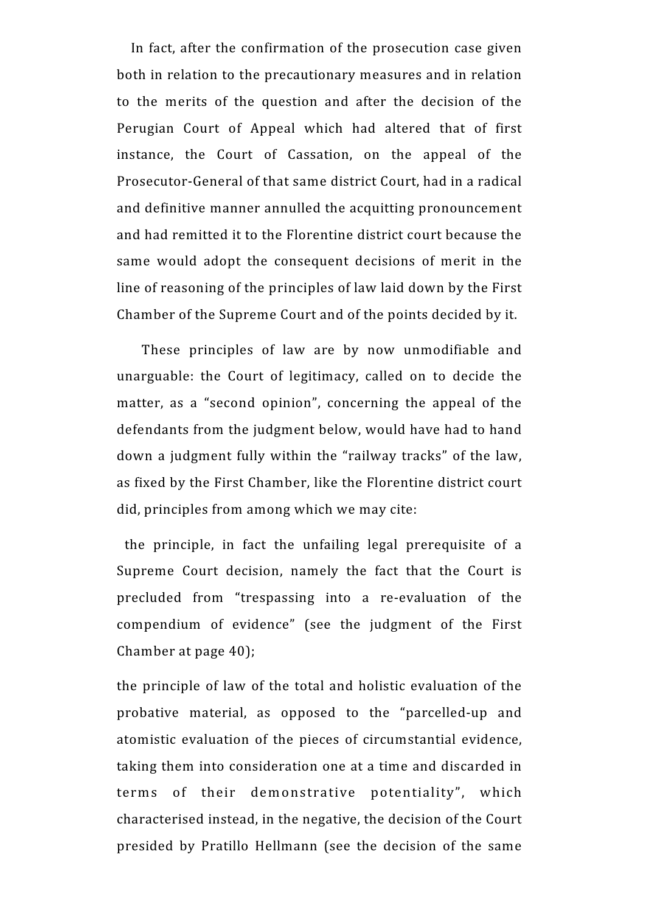In fact, after the confirmation of the prosecution case given both in relation to the precautionary measures and in relation to the merits of the question and after the decision of the Perugian Court of Appeal which had altered that of first instance, the Court of Cassation, on the appeal of the Prosecutor-General of that same district Court, had in a radical and definitive manner annulled the acquitting pronouncement and had remitted it to the Florentine district court because the same would adopt the consequent decisions of merit in the line of reasoning of the principles of law laid down by the First Chamber of the Supreme Court and of the points decided by it.

These principles of law are by now unmodifiable and unarguable: the Court of legitimacy, called on to decide the matter, as a "second opinion", concerning the appeal of the defendants from the judgment below, would have had to hand down a judgment fully within the "railway tracks" of the law, as fixed by the First Chamber, like the Florentine district court did, principles from among which we may cite:

the principle, in fact the unfailing legal prerequisite of a Supreme Court decision, namely the fact that the Court is precluded from "trespassing into a re-evaluation of the compendium of evidence" (see the judgment of the First Chamber at page 40);

the principle of law of the total and holistic evaluation of the probative material, as opposed to the "parcelled-up and atomistic evaluation of the pieces of circumstantial evidence, taking them into consideration one at a time and discarded in terms of their demonstrative potentiality", which characterised instead, in the negative, the decision of the Court presided by Pratillo Hellmann (see the decision of the same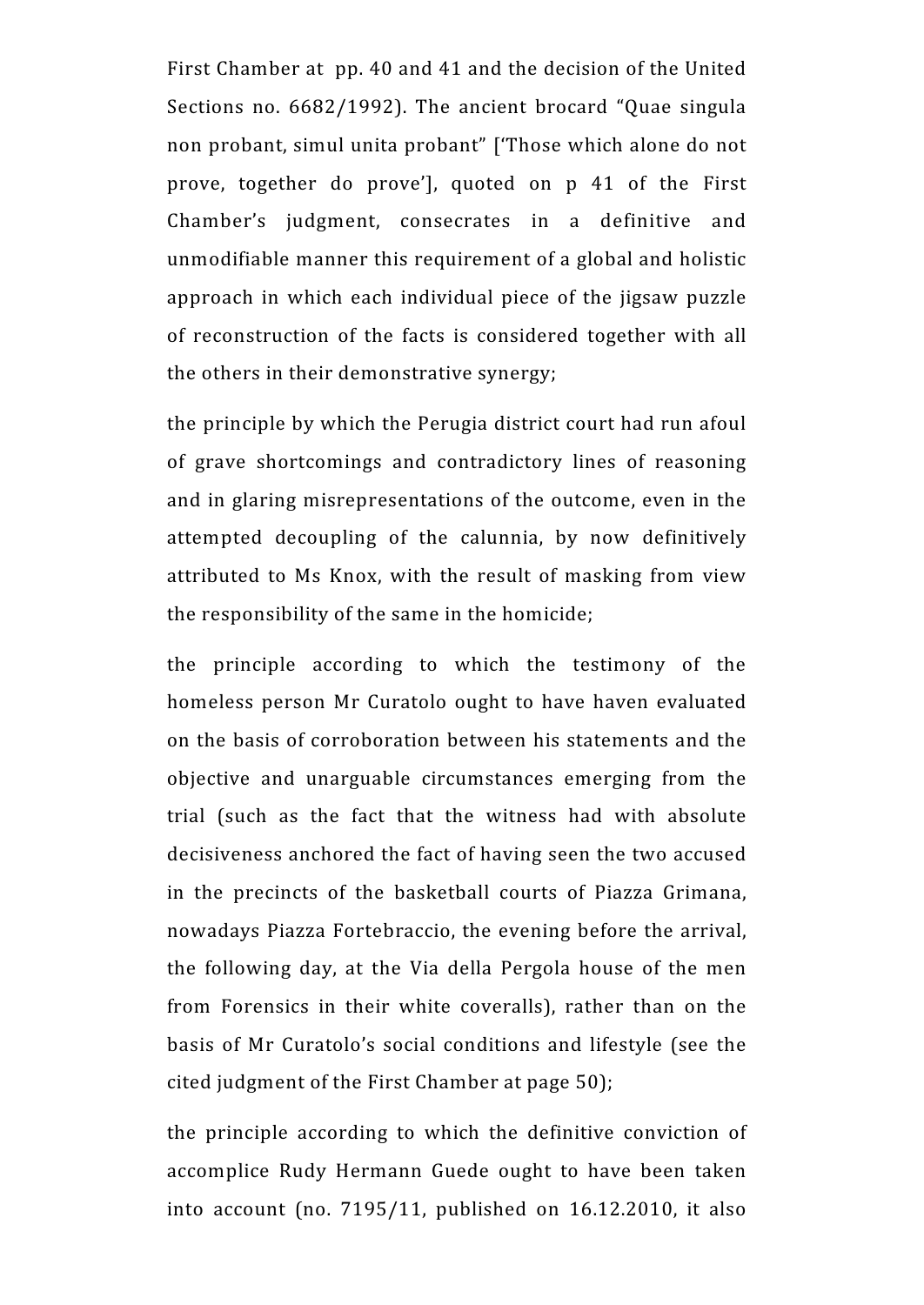First Chamber at pp. 40 and 41 and the decision of the United Sections no. 6682/1992). The ancient brocard "Quae singula non probant, simul unita probant" ['Those which alone do not prove, together do prove'], quoted on p 41 of the First Chamber's judgment, consecrates in a definitive and unmodifiable manner this requirement of a global and holistic approach in which each individual piece of the jigsaw puzzle of reconstruction of the facts is considered together with all the others in their demonstrative synergy;

the principle by which the Perugia district court had run afoul of grave shortcomings and contradictory lines of reasoning and in glaring misrepresentations of the outcome, even in the attempted decoupling of the calunnia, by now definitively attributed to Ms Knox, with the result of masking from view the responsibility of the same in the homicide;

the principle according to which the testimony of the homeless person Mr Curatolo ought to have haven evaluated on the basis of corroboration between his statements and the objective and unarguable circumstances emerging from the trial (such as the fact that the witness had with absolute decisiveness anchored the fact of having seen the two accused in the precincts of the basketball courts of Piazza Grimana, nowadays Piazza Fortebraccio, the evening before the arrival, the following day, at the Via della Pergola house of the men from Forensics in their white coveralls), rather than on the basis of Mr Curatolo's social conditions and lifestyle (see the cited judgment of the First Chamber at page 50);

the principle according to which the definitive conviction of accomplice Rudy Hermann Guede ought to have been taken into account (no. 7195/11, published on 16.12.2010, it also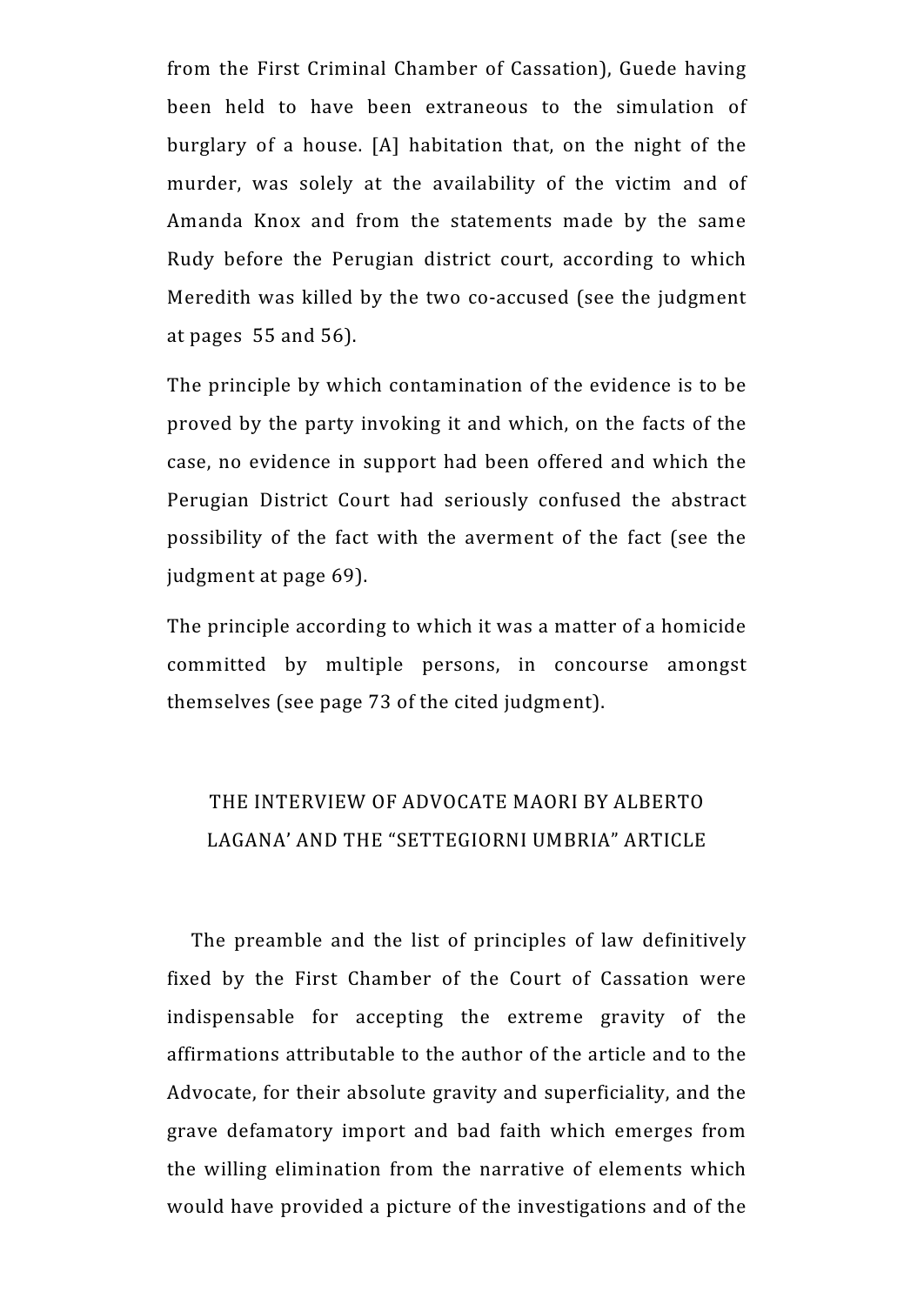from the First Criminal Chamber of Cassation), Guede having been held to have been extraneous to the simulation of burglary of a house. [A] habitation that, on the night of the murder, was solely at the availability of the victim and of Amanda Knox and from the statements made by the same Rudy before the Perugian district court, according to which Meredith was killed by the two co-accused (see the judgment at pages 55 and 56).

The principle by which contamination of the evidence is to be proved by the party invoking it and which, on the facts of the case, no evidence in support had been offered and which the Perugian District Court had seriously confused the abstract possibility of the fact with the averment of the fact (see the judgment at page 69).

The principle according to which it was a matter of a homicide committed by multiple persons, in concourse amongst themselves (see page 73 of the cited judgment).

## THE INTERVIEW OF ADVOCATE MAORI BY ALBERTO LAGANA' AND THE "SETTEGIORNI UMBRIA" ARTICLE

The preamble and the list of principles of law definitively fixed by the First Chamber of the Court of Cassation were indispensable for accepting the extreme gravity of the affirmations attributable to the author of the article and to the Advocate, for their absolute gravity and superficiality, and the grave defamatory import and bad faith which emerges from the willing elimination from the narrative of elements which would have provided a picture of the investigations and of the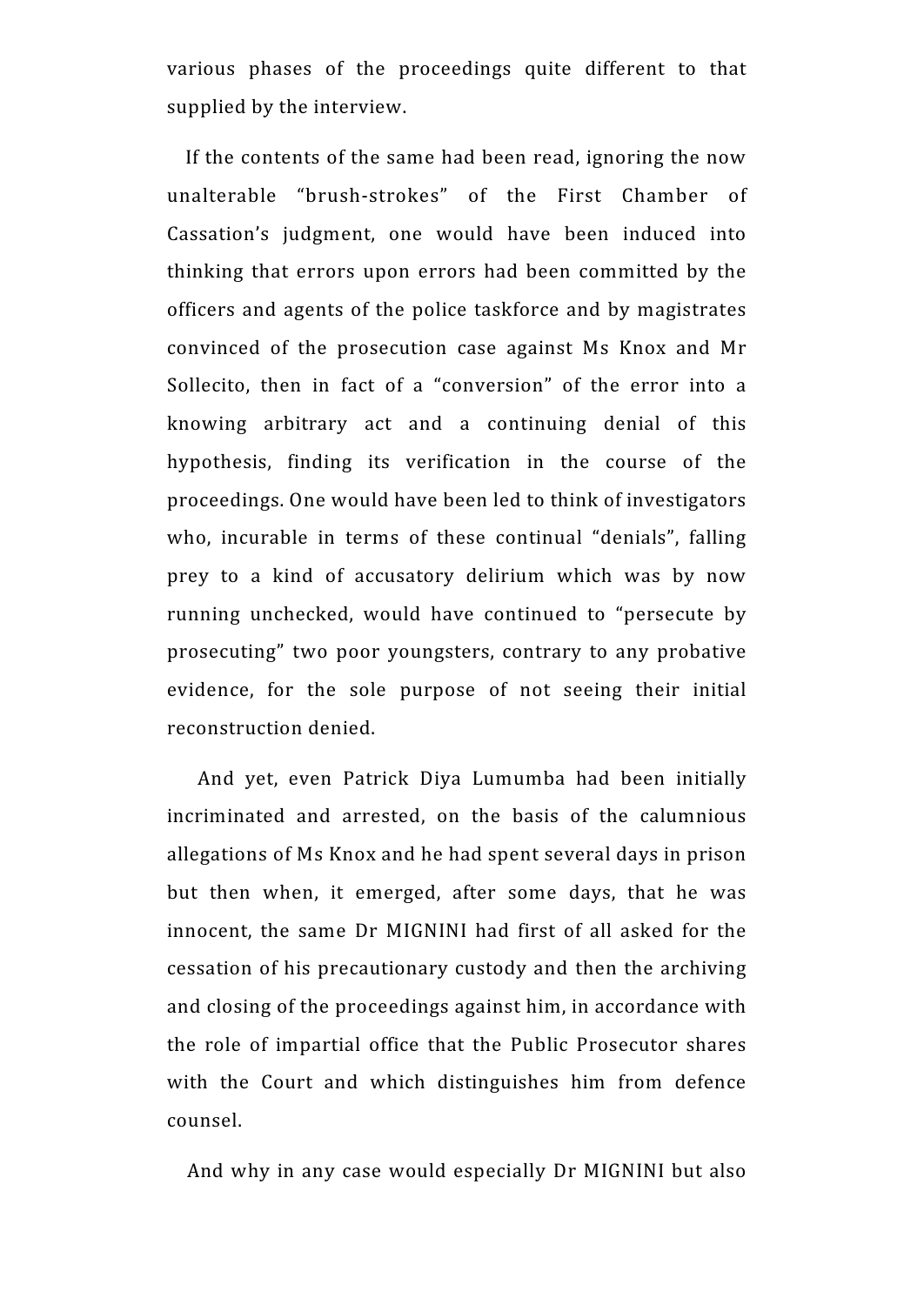various phases of the proceedings quite different to that supplied by the interview.

If the contents of the same had been read, ignoring the now unalterable "brush-strokes" of the First Chamber of Cassation's judgment, one would have been induced into thinking that errors upon errors had been committed by the officers and agents of the police taskforce and by magistrates convinced of the prosecution case against Ms Knox and Mr Sollecito, then in fact of a "conversion" of the error into a knowing arbitrary act and a continuing denial of this hypothesis, finding its verification in the course of the proceedings. One would have been led to think of investigators who, incurable in terms of these continual "denials", falling prey to a kind of accusatory delirium which was by now running unchecked, would have continued to "persecute by prosecuting" two poor youngsters, contrary to any probative evidence, for the sole purpose of not seeing their initial reconstruction denied.

And yet, even Patrick Diya Lumumba had been initially incriminated and arrested, on the basis of the calumnious allegations of Ms Knox and he had spent several days in prison but then when, it emerged, after some days, that he was innocent, the same Dr MIGNINI had first of all asked for the cessation of his precautionary custody and then the archiving and closing of the proceedings against him, in accordance with the role of impartial office that the Public Prosecutor shares with the Court and which distinguishes him from defence counsel.

And why in any case would especially Dr MIGNINI but also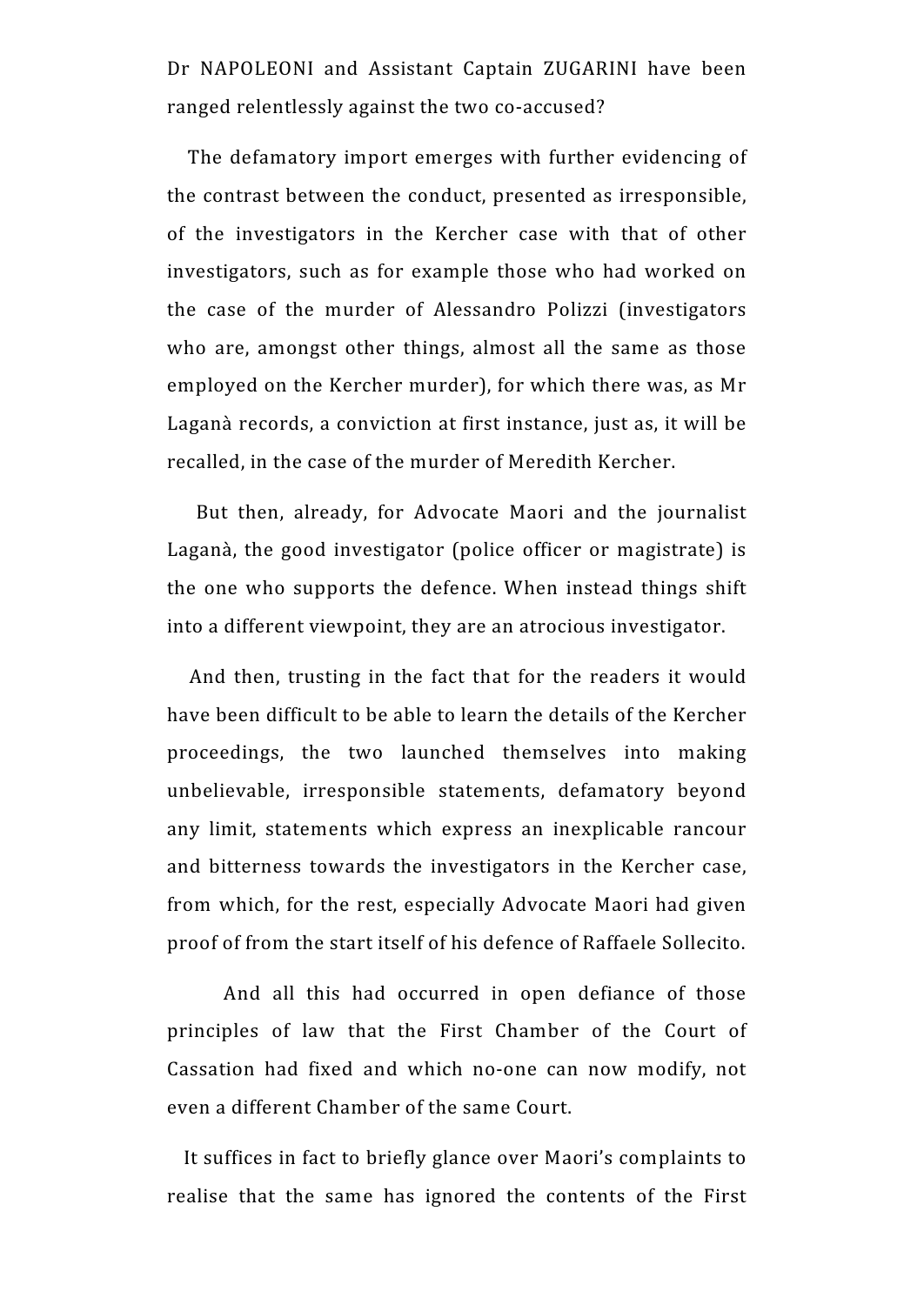Dr NAPOLEONI and Assistant Captain ZUGARINI have been ranged relentlessly against the two co-accused?

The defamatory import emerges with further evidencing of the contrast between the conduct, presented as irresponsible, of the investigators in the Kercher case with that of other investigators, such as for example those who had worked on the case of the murder of Alessandro Polizzi (investigators who are, amongst other things, almost all the same as those employed on the Kercher murder), for which there was, as Mr Laganà records, a conviction at first instance, just as, it will be recalled, in the case of the murder of Meredith Kercher.

But then, already, for Advocate Maori and the journalist Laganà, the good investigator (police officer or magistrate) is the one who supports the defence. When instead things shift into a different viewpoint, they are an atrocious investigator.

And then, trusting in the fact that for the readers it would have been difficult to be able to learn the details of the Kercher proceedings, the two launched themselves into making unbelievable, irresponsible statements, defamatory beyond any limit, statements which express an inexplicable rancour and bitterness towards the investigators in the Kercher case, from which, for the rest, especially Advocate Maori had given proof of from the start itself of his defence of Raffaele Sollecito.

And all this had occurred in open defiance of those principles of law that the First Chamber of the Court of Cassation had fixed and which no-one can now modify, not even a different Chamber of the same Court.

It suffices in fact to briefly glance over Maori's complaints to realise that the same has ignored the contents of the First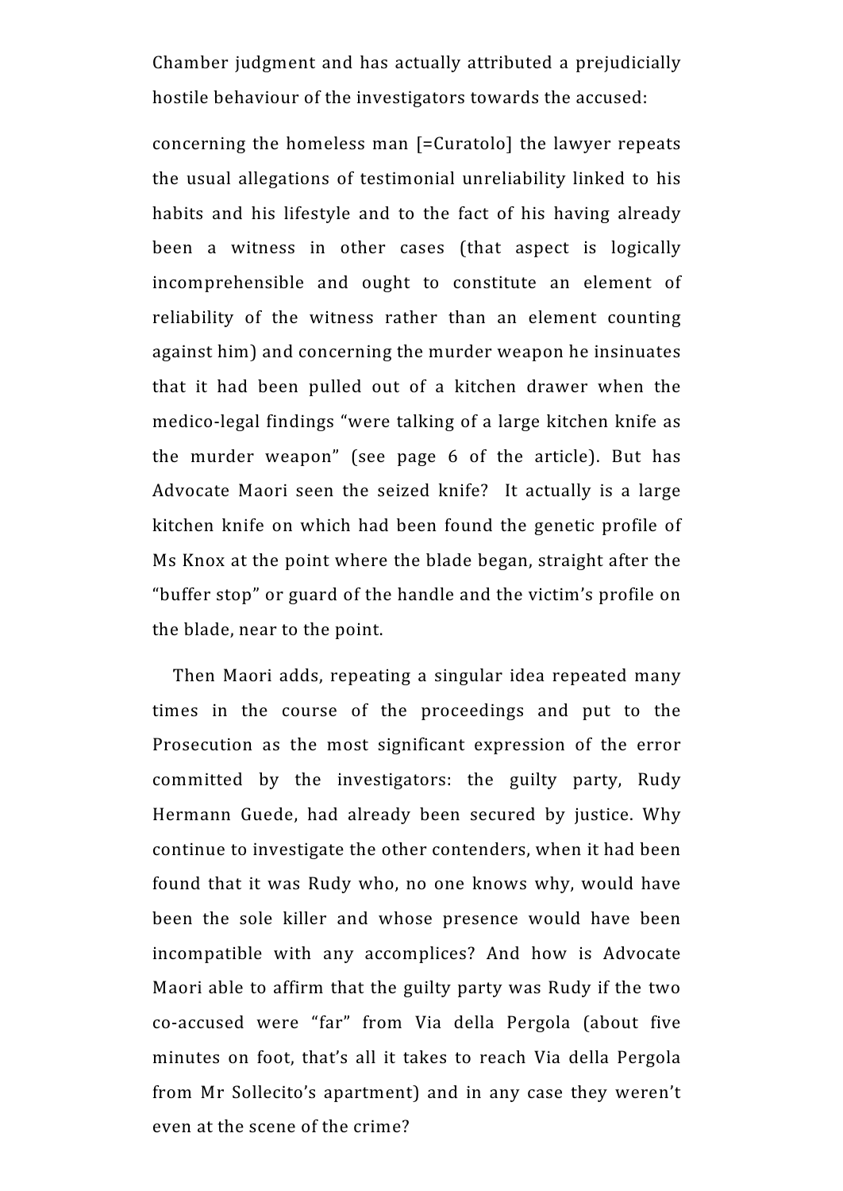Chamber judgment and has actually attributed a prejudicially hostile behaviour of the investigators towards the accused:

concerning the homeless man [=Curatolo] the lawyer repeats the usual allegations of testimonial unreliability linked to his habits and his lifestyle and to the fact of his having already been a witness in other cases (that aspect is logically incomprehensible and ought to constitute an element of reliability of the witness rather than an element counting against him) and concerning the murder weapon he insinuates that it had been pulled out of a kitchen drawer when the medico-legal findings "were talking of a large kitchen knife as the murder weapon" (see page 6 of the article). But has Advocate Maori seen the seized knife? It actually is a large kitchen knife on which had been found the genetic profile of Ms Knox at the point where the blade began, straight after the "buffer stop" or guard of the handle and the victim's profile on the blade, near to the point.

Then Maori adds, repeating a singular idea repeated many times in the course of the proceedings and put to the Prosecution as the most significant expression of the error committed by the investigators: the guilty party, Rudy Hermann Guede, had already been secured by justice. Why continue to investigate the other contenders, when it had been found that it was Rudy who, no one knows why, would have been the sole killer and whose presence would have been incompatible with any accomplices? And how is Advocate Maori able to affirm that the guilty party was Rudy if the two co-accused were "far" from Via della Pergola (about five minutes on foot, that's all it takes to reach Via della Pergola from Mr Sollecito's apartment) and in any case they weren't even at the scene of the crime?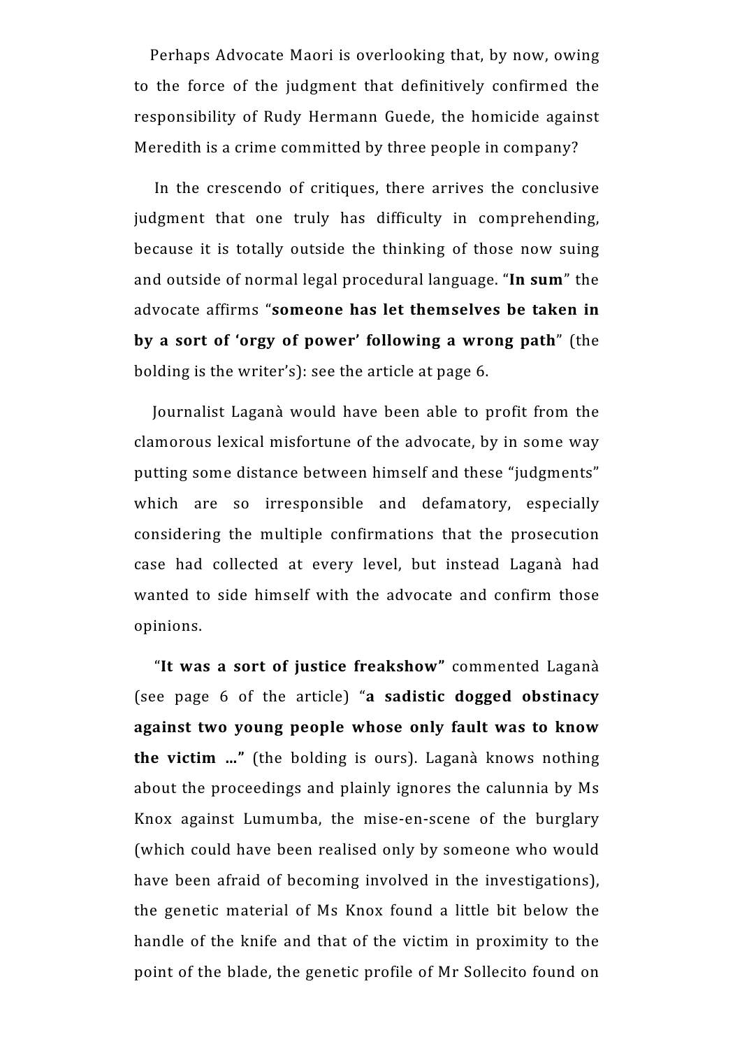Perhaps Advocate Maori is overlooking that, by now, owing to the force of the judgment that definitively confirmed the responsibility of Rudy Hermann Guede, the homicide against Meredith is a crime committed by three people in company?

In the crescendo of critiques, there arrives the conclusive judgment that one truly has difficulty in comprehending, because it is totally outside the thinking of those now suing and outside of normal legal procedural language. "**In sum**" the advocate affirms "**someone has let themselves be taken in by a sort of 'orgy of power' following a wrong path**" (the bolding is the writer's): see the article at page 6.

Journalist Laganà would have been able to profit from the clamorous lexical misfortune of the advocate, by in some way putting some distance between himself and these "judgments" which are so irresponsible and defamatory, especially considering the multiple confirmations that the prosecution case had collected at every level, but instead Laganà had wanted to side himself with the advocate and confirm those opinions.

"**It was a sort of justice freakshow"** commented Laganà (see page 6 of the article) "**a sadistic dogged obstinacy against two young people whose only fault was to know the victim …"** (the bolding is ours). Laganà knows nothing about the proceedings and plainly ignores the calunnia by Ms Knox against Lumumba, the mise-en-scene of the burglary (which could have been realised only by someone who would have been afraid of becoming involved in the investigations), the genetic material of Ms Knox found a little bit below the handle of the knife and that of the victim in proximity to the point of the blade, the genetic profile of Mr Sollecito found on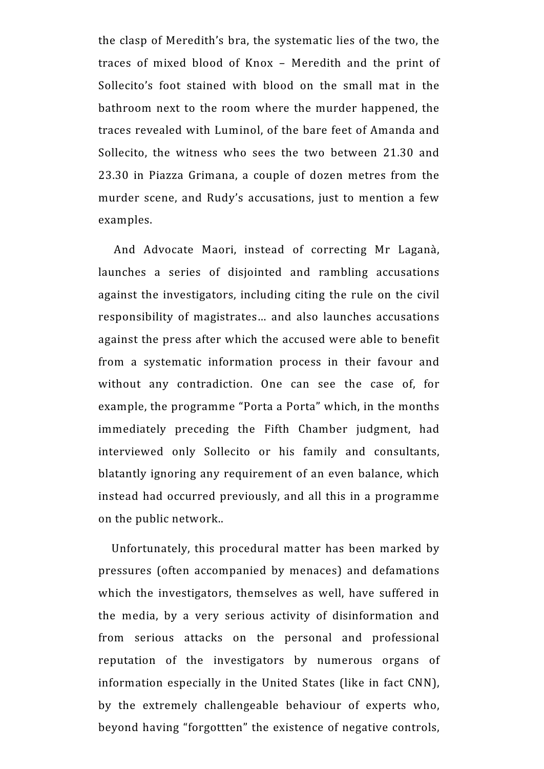the clasp of Meredith's bra, the systematic lies of the two, the traces of mixed blood of Knox – Meredith and the print of Sollecito's foot stained with blood on the small mat in the bathroom next to the room where the murder happened, the traces revealed with Luminol, of the bare feet of Amanda and Sollecito, the witness who sees the two between 21.30 and 23.30 in Piazza Grimana, a couple of dozen metres from the murder scene, and Rudy's accusations, just to mention a few examples.

And Advocate Maori, instead of correcting Mr Laganà, launches a series of disjointed and rambling accusations against the investigators, including citing the rule on the civil responsibility of magistrates... and also launches accusations against the press after which the accused were able to benefit from a systematic information process in their favour and without any contradiction. One can see the case of, for example, the programme "Porta a Porta" which, in the months immediately preceding the Fifth Chamber judgment, had interviewed only Sollecito or his family and consultants, blatantly ignoring any requirement of an even balance, which instead had occurred previously, and all this in a programme on the public network..

Unfortunately, this procedural matter has been marked by pressures (often accompanied by menaces) and defamations which the investigators, themselves as well, have suffered in the media, by a very serious activity of disinformation and from serious attacks on the personal and professional reputation of the investigators by numerous organs of information especially in the United States (like in fact CNN), by the extremely challengeable behaviour of experts who, beyond having "forgottten" the existence of negative controls,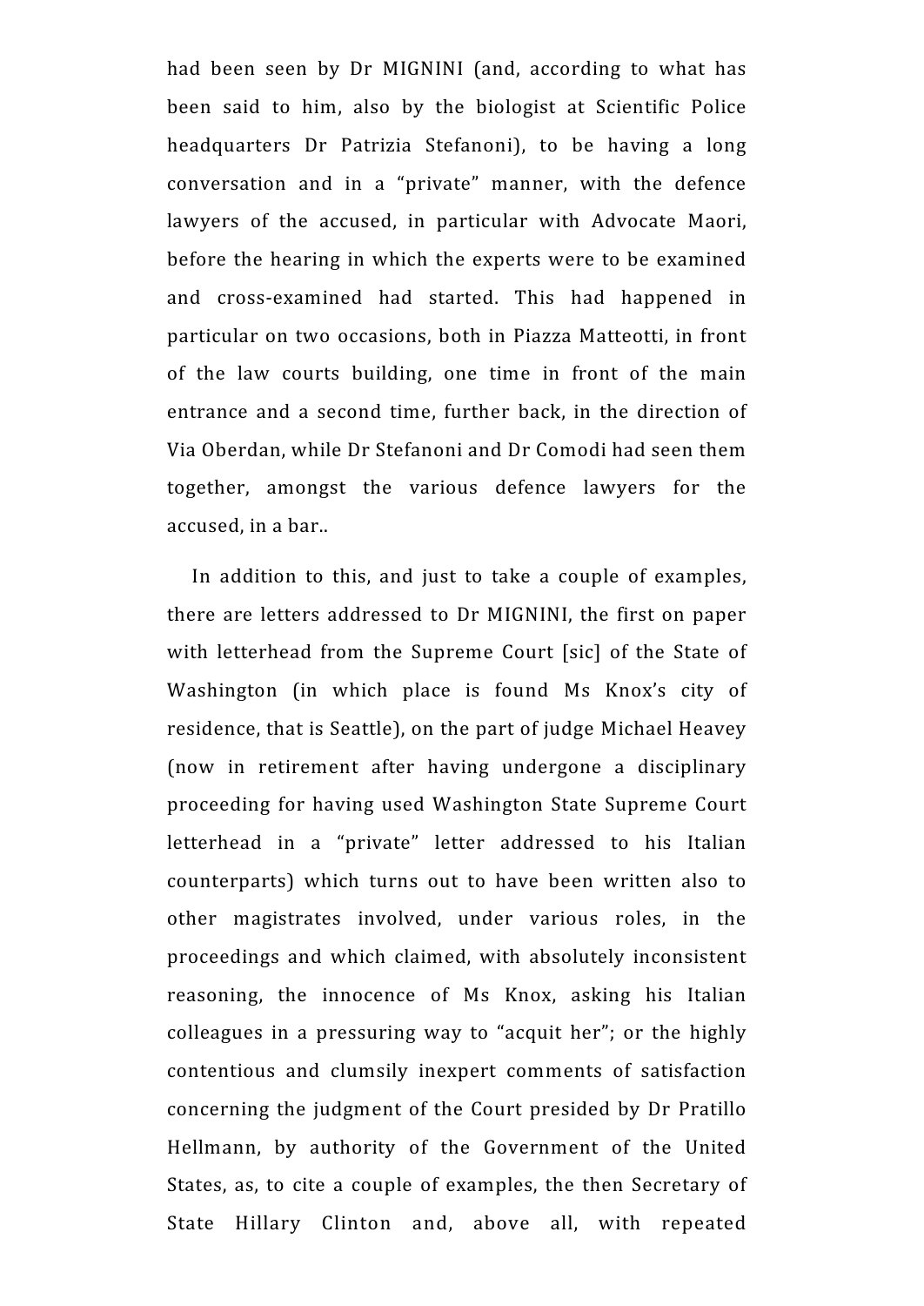had been seen by Dr MIGNINI (and, according to what has been said to him, also by the biologist at Scientific Police headquarters Dr Patrizia Stefanoni), to be having a long conversation and in a "private" manner, with the defence lawyers of the accused, in particular with Advocate Maori, before the hearing in which the experts were to be examined and cross-examined had started. This had happened in particular on two occasions, both in Piazza Matteotti, in front of the law courts building, one time in front of the main entrance and a second time, further back, in the direction of Via Oberdan, while Dr Stefanoni and Dr Comodi had seen them together, amongst the various defence lawyers for the accused, in a bar..

In addition to this, and just to take a couple of examples, there are letters addressed to Dr MIGNINI, the first on paper with letterhead from the Supreme Court [sic] of the State of Washington (in which place is found Ms Knox's city of residence, that is Seattle), on the part of judge Michael Heavey (now in retirement after having undergone a disciplinary proceeding for having used Washington State Supreme Court letterhead in a "private" letter addressed to his Italian counterparts) which turns out to have been written also to other magistrates involved, under various roles, in the proceedings and which claimed, with absolutely inconsistent reasoning, the innocence of Ms Knox, asking his Italian colleagues in a pressuring way to "acquit her"; or the highly contentious and clumsily inexpert comments of satisfaction concerning the judgment of the Court presided by Dr Pratillo Hellmann, by authority of the Government of the United States, as, to cite a couple of examples, the then Secretary of State Hillary Clinton and, above all, with repeated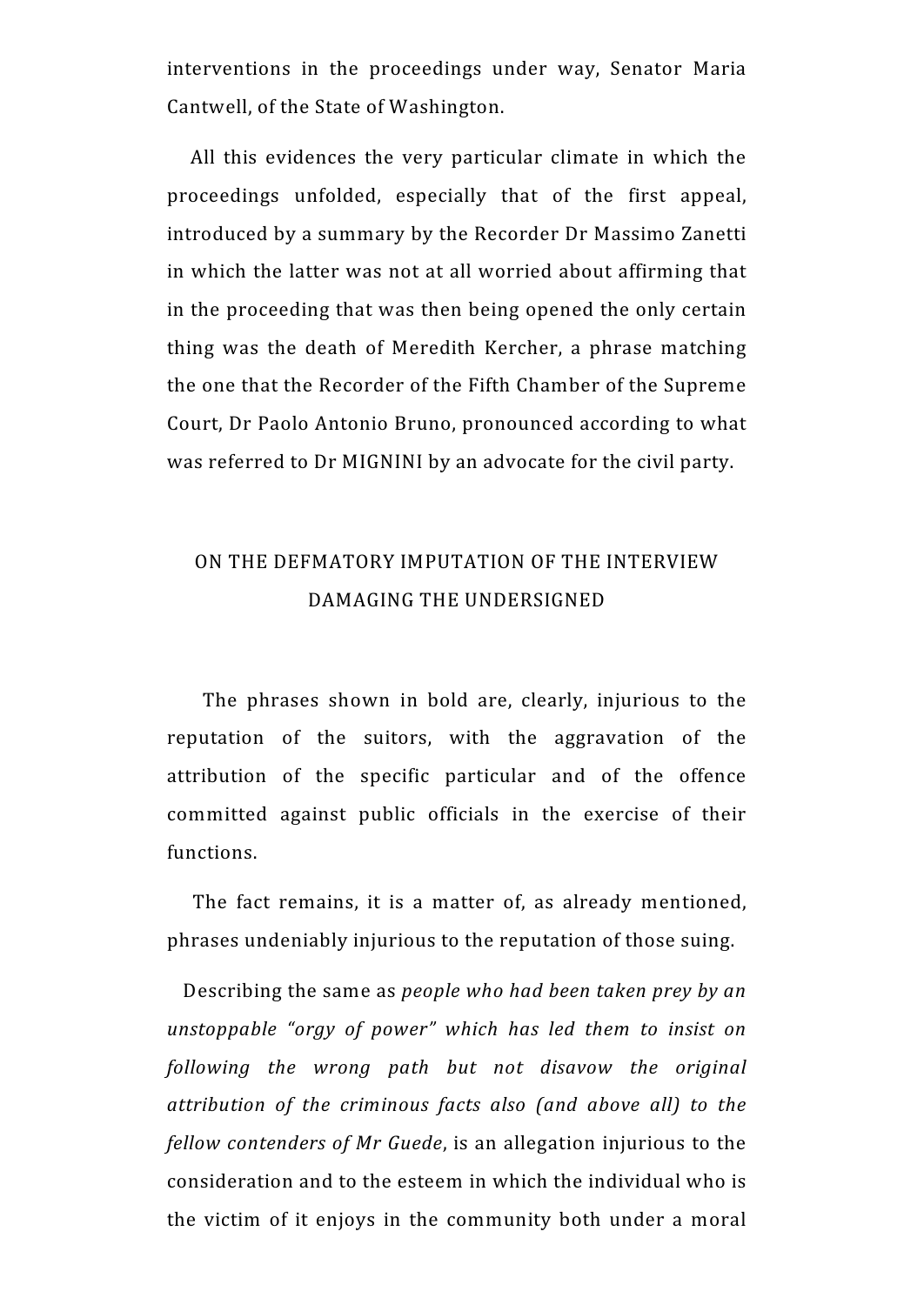interventions in the proceedings under way, Senator Maria Cantwell, of the State of Washington.

All this evidences the very particular climate in which the proceedings unfolded, especially that of the first appeal, introduced by a summary by the Recorder Dr Massimo Zanetti in which the latter was not at all worried about affirming that in the proceeding that was then being opened the only certain thing was the death of Meredith Kercher, a phrase matching the one that the Recorder of the Fifth Chamber of the Supreme Court, Dr Paolo Antonio Bruno, pronounced according to what was referred to Dr MIGNINI by an advocate for the civil party.

## ON THE DEFMATORY IMPUTATION OF THE INTERVIEW DAMAGING THE UNDERSIGNED

The phrases shown in bold are, clearly, injurious to the reputation of the suitors, with the aggravation of the attribution of the specific particular and of the offence committed against public officials in the exercise of their functions.

The fact remains, it is a matter of, as already mentioned, phrases undeniably injurious to the reputation of those suing.

Describing the same as *people who had been taken prey by an unstoppable "orgy of power" which has led them to insist on following the wrong path but not disavow the original attribution of the criminous facts also (and above all) to the fellow contenders of Mr Guede*, is an allegation injurious to the consideration and to the esteem in which the individual who is the victim of it enjoys in the community both under a moral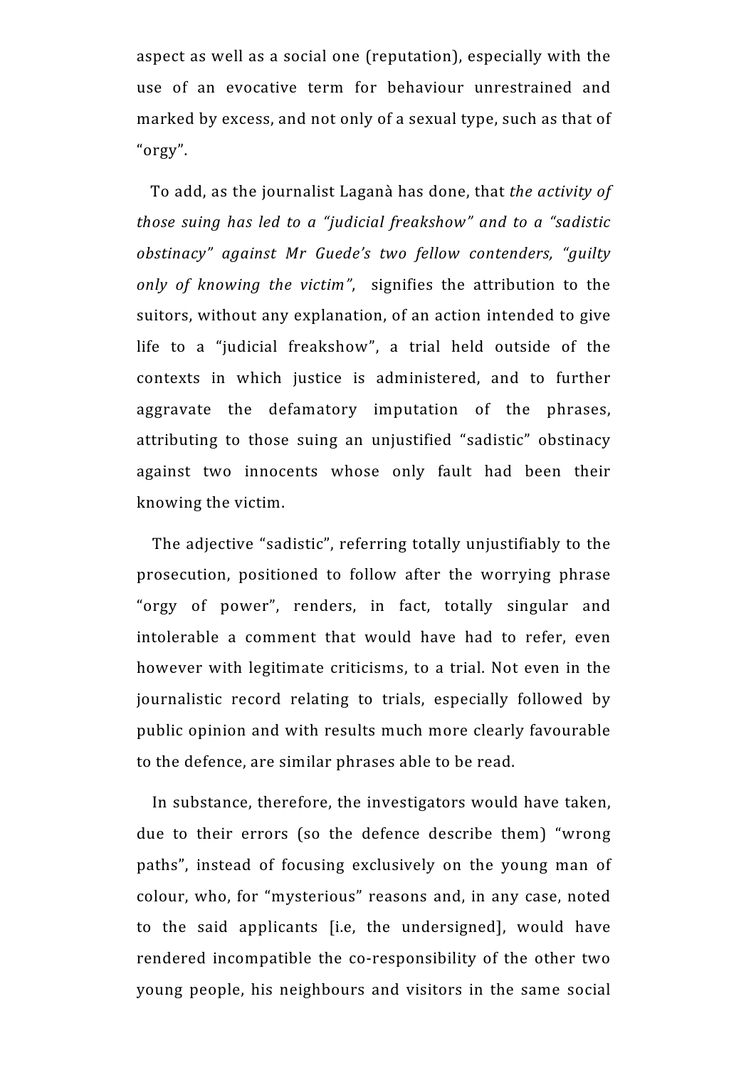aspect as well as a social one (reputation), especially with the use of an evocative term for behaviour unrestrained and marked by excess, and not only of a sexual type, such as that of "orgy".

To add, as the journalist Laganà has done, that *the activity of those suing has led to a "judicial freakshow" and to a "sadistic obstinacy" against Mr Guede's two fellow contenders, "guilty only of knowing the victim"*, signifies the attribution to the suitors, without any explanation, of an action intended to give life to a "judicial freakshow", a trial held outside of the contexts in which justice is administered, and to further aggravate the defamatory imputation of the phrases, attributing to those suing an unjustified "sadistic" obstinacy against two innocents whose only fault had been their knowing the victim.

The adjective "sadistic", referring totally unjustifiably to the prosecution, positioned to follow after the worrying phrase "orgy of power", renders, in fact, totally singular and intolerable a comment that would have had to refer, even however with legitimate criticisms, to a trial. Not even in the journalistic record relating to trials, especially followed by public opinion and with results much more clearly favourable to the defence, are similar phrases able to be read.

In substance, therefore, the investigators would have taken, due to their errors (so the defence describe them) "wrong paths", instead of focusing exclusively on the young man of colour, who, for "mysterious" reasons and, in any case, noted to the said applicants [i.e, the undersigned], would have rendered incompatible the co-responsibility of the other two young people, his neighbours and visitors in the same social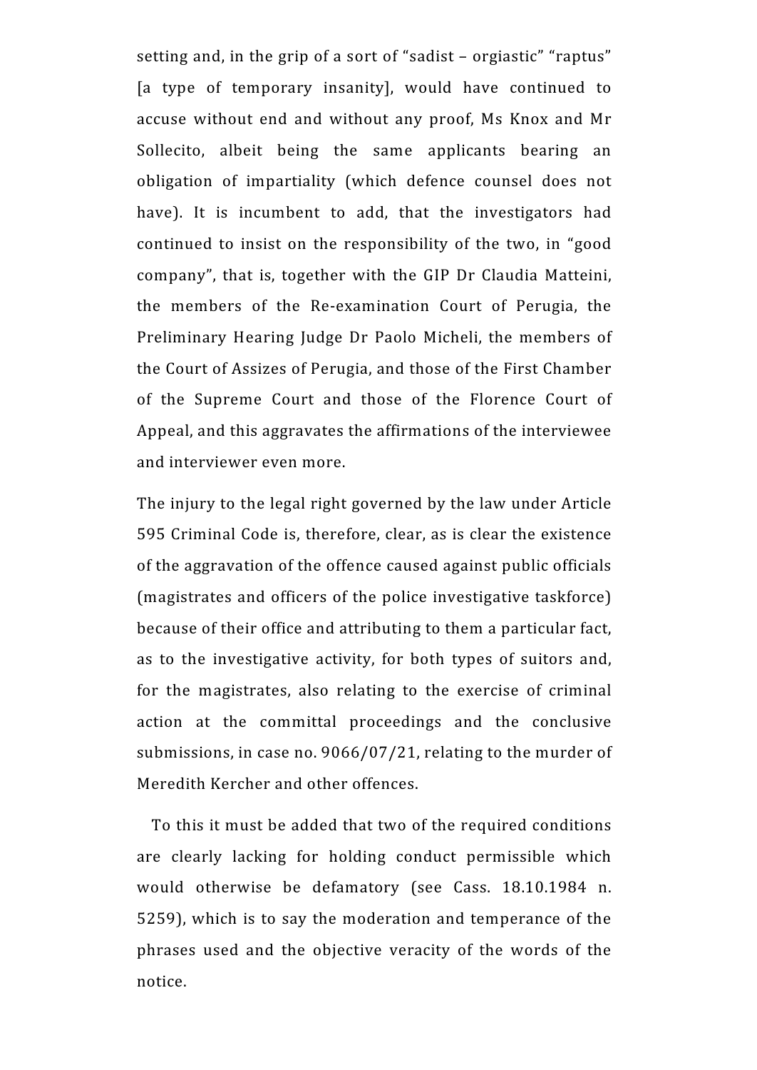setting and, in the grip of a sort of "sadist – orgiastic" "raptus" [a type of temporary insanity], would have continued to accuse without end and without any proof, Ms Knox and Mr Sollecito, albeit being the same applicants bearing an obligation of impartiality (which defence counsel does not have). It is incumbent to add, that the investigators had continued to insist on the responsibility of the two, in "good company", that is, together with the GIP Dr Claudia Matteini, the members of the Re-examination Court of Perugia, the Preliminary Hearing Judge Dr Paolo Micheli, the members of the Court of Assizes of Perugia, and those of the First Chamber of the Supreme Court and those of the Florence Court of Appeal, and this aggravates the affirmations of the interviewee and interviewer even more.

The injury to the legal right governed by the law under Article 595 Criminal Code is, therefore, clear, as is clear the existence of the aggravation of the offence caused against public officials (magistrates and officers of the police investigative taskforce) because of their office and attributing to them a particular fact, as to the investigative activity, for both types of suitors and, for the magistrates, also relating to the exercise of criminal action at the committal proceedings and the conclusive submissions, in case no. 9066/07/21, relating to the murder of Meredith Kercher and other offences.

To this it must be added that two of the required conditions are clearly lacking for holding conduct permissible which would otherwise be defamatory (see Cass. 18.10.1984 n. 5259), which is to say the moderation and temperance of the phrases used and the objective veracity of the words of the notice.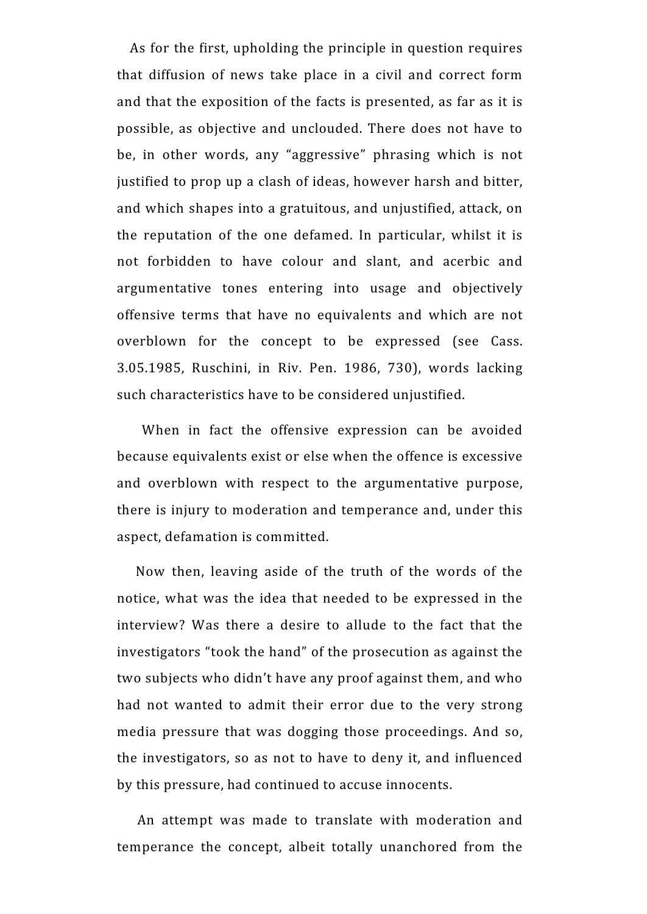As for the first, upholding the principle in question requires that diffusion of news take place in a civil and correct form and that the exposition of the facts is presented, as far as it is possible, as objective and unclouded. There does not have to be, in other words, any "aggressive" phrasing which is not justified to prop up a clash of ideas, however harsh and bitter, and which shapes into a gratuitous, and unjustified, attack, on the reputation of the one defamed. In particular, whilst it is not forbidden to have colour and slant, and acerbic and argumentative tones entering into usage and objectively offensive terms that have no equivalents and which are not overblown for the concept to be expressed (see Cass. 3.05.1985, Ruschini, in Riv. Pen. 1986, 730), words lacking such characteristics have to be considered unjustified.

When in fact the offensive expression can be avoided because equivalents exist or else when the offence is excessive and overblown with respect to the argumentative purpose, there is injury to moderation and temperance and, under this aspect, defamation is committed.

Now then, leaving aside of the truth of the words of the notice, what was the idea that needed to be expressed in the interview? Was there a desire to allude to the fact that the investigators "took the hand" of the prosecution as against the two subjects who didn't have any proof against them, and who had not wanted to admit their error due to the very strong media pressure that was dogging those proceedings. And so, the investigators, so as not to have to deny it, and influenced by this pressure, had continued to accuse innocents.

An attempt was made to translate with moderation and temperance the concept, albeit totally unanchored from the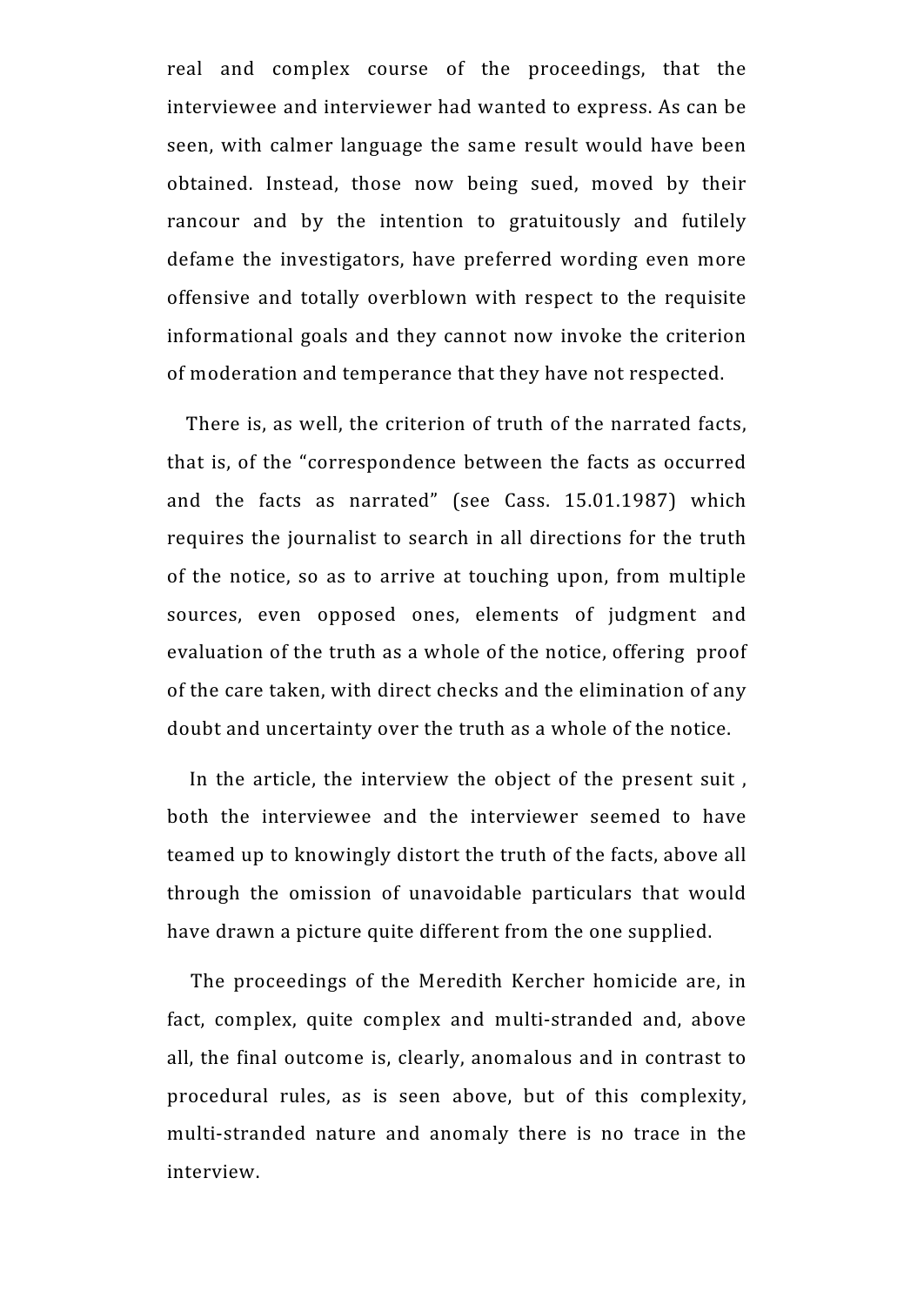real and complex course of the proceedings, that the interviewee and interviewer had wanted to express. As can be seen, with calmer language the same result would have been obtained. Instead, those now being sued, moved by their rancour and by the intention to gratuitously and futilely defame the investigators, have preferred wording even more offensive and totally overblown with respect to the requisite informational goals and they cannot now invoke the criterion of moderation and temperance that they have not respected.

There is, as well, the criterion of truth of the narrated facts, that is, of the "correspondence between the facts as occurred and the facts as narrated" (see Cass. 15.01.1987) which requires the journalist to search in all directions for the truth of the notice, so as to arrive at touching upon, from multiple sources, even opposed ones, elements of judgment and evaluation of the truth as a whole of the notice, offering proof of the care taken, with direct checks and the elimination of any doubt and uncertainty over the truth as a whole of the notice.

In the article, the interview the object of the present suit , both the interviewee and the interviewer seemed to have teamed up to knowingly distort the truth of the facts, above all through the omission of unavoidable particulars that would have drawn a picture quite different from the one supplied.

The proceedings of the Meredith Kercher homicide are, in fact, complex, quite complex and multi-stranded and, above all, the final outcome is, clearly, anomalous and in contrast to procedural rules, as is seen above, but of this complexity, multi-stranded nature and anomaly there is no trace in the interview.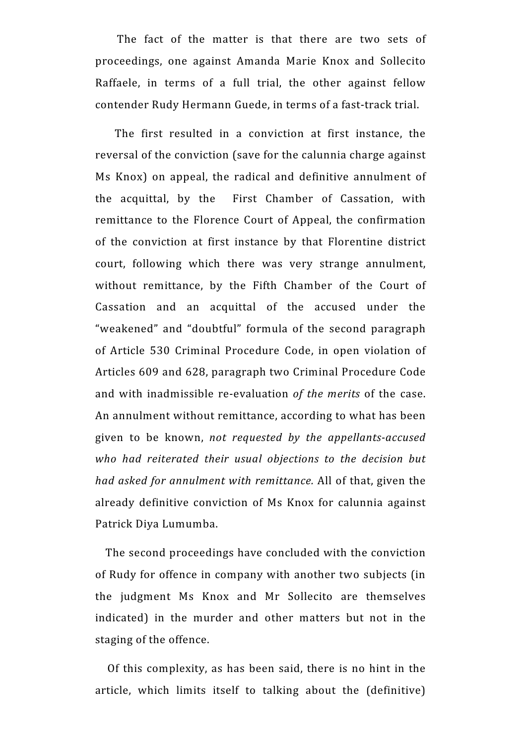The fact of the matter is that there are two sets of proceedings, one against Amanda Marie Knox and Sollecito Raffaele, in terms of a full trial, the other against fellow contender Rudy Hermann Guede, in terms of a fast-track trial.

The first resulted in a conviction at first instance, the reversal of the conviction (save for the calunnia charge against Ms Knox) on appeal, the radical and definitive annulment of the acquittal, by the First Chamber of Cassation, with remittance to the Florence Court of Appeal, the confirmation of the conviction at first instance by that Florentine district court, following which there was very strange annulment, without remittance, by the Fifth Chamber of the Court of Cassation and an acquittal of the accused under the “weakened” and “doubtful” formula of the second paragraph of Article 530 Criminal Procedure Code, in open violation of Articles 609 and 628, paragraph two Criminal Procedure Code and with inadmissible re-evaluation *of the merits* of the case. An annulment without remittance, according to what has been given to be known, *not requested by the appellants-accused who had reiterated their usual objections to the decision but had asked for annulment with remittance.* All of that, given the already definitive conviction of Ms Knox for calunnia against Patrick Diya Lumumba.

The second proceedings have concluded with the conviction of Rudy for offence in company with another two subjects (in the judgment Ms Knox and Mr Sollecito are themselves indicated) in the murder and other matters but not in the staging of the offence.

Of this complexity, as has been said, there is no hint in the article, which limits itself to talking about the (definitive)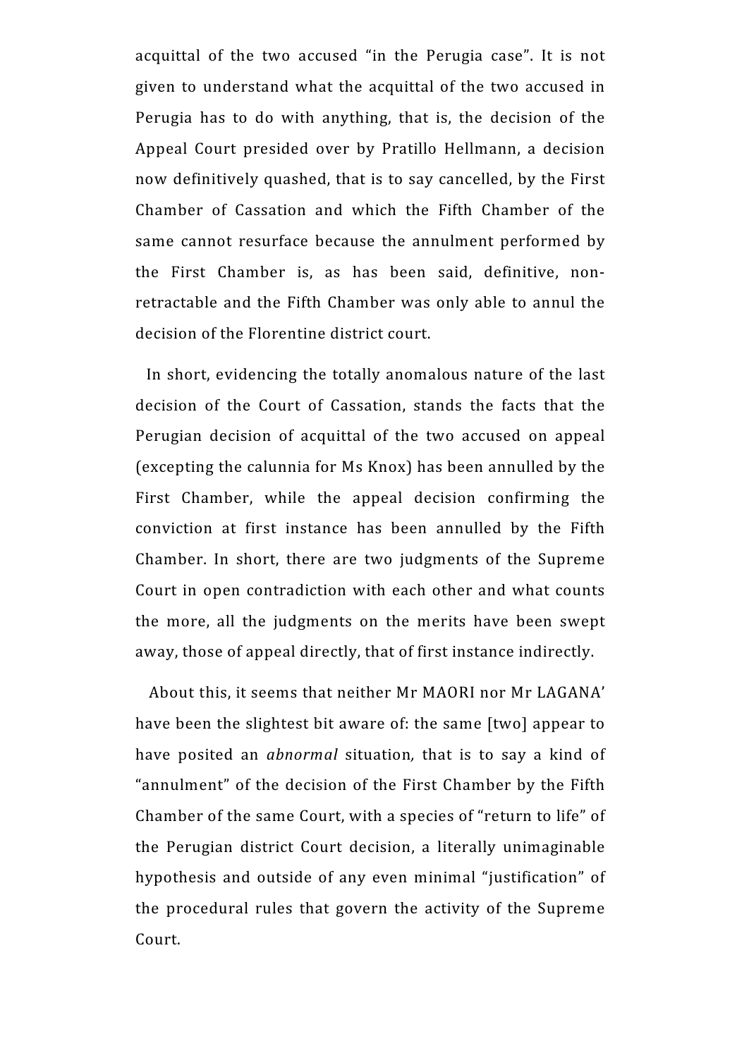acquittal of the two accused “in the Perugia case”. It is not given to understand what the acquittal of the two accused in Perugia has to do with anything, that is, the decision of the Appeal Court presided over by Pratillo Hellmann, a decision now definitively quashed, that is to say cancelled, by the First Chamber of Cassation and which the Fifth Chamber of the same cannot resurface because the annulment performed by the First Chamber is, as has been said, definitive, non-retractable and the Fifth Chamber was only able to annul the decision of the Florentine district court.

In short, evidencing the totally anomalous nature of the last decision of the Court of Cassation, stands the facts that the Perugian decision of acquittal of the two accused on appeal (excepting the calunnia for Ms Knox) has been annulled by the First Chamber, while the appeal decision confirming the conviction at first instance has been annulled by the Fifth Chamber. In short, there are two judgments of the Supreme Court in open contradiction with each other and what counts the more, all the judgments on the merits have been swept away, those of appeal directly, that of first instance indirectly.

About this, it seems that neither Mr MAORI nor Mr LAGANA’ have been the slightest bit aware of: the same [two] appear to have posited an *abnormal* situation, that is to say a kind of “annulment” of the decision of the First Chamber by the Fifth Chamber of the same Court, with a species of “return to life” of the Perugian district Court decision, a literally unimaginable hypothesis and outside of any even minimal “justification” of the procedural rules that govern the activity of the Supreme Court.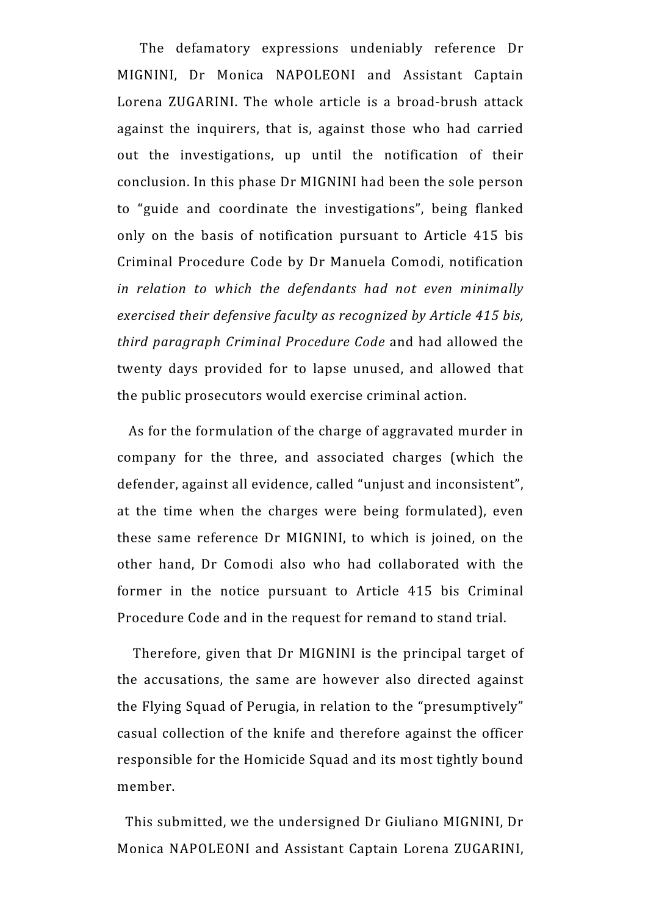The defamatory expressions undeniably reference Dr MIGNINI, Dr Monica NAPOLEONI and Assistant Captain Lorena ZUGARINI. The whole article is a broad-brush attack against the inquirers, that is, against those who had carried out the investigations, up until the notification of their conclusion. In this phase Dr MIGNINI had been the sole person to "guide and coordinate the investigations", being flanked only on the basis of notification pursuant to Article 415 bis Criminal Procedure Code by Dr Manuela Comodi, notification *in relation to which the defendants had not even minimally exercised their defensive faculty as recognized by Article 415 bis, third paragraph Criminal Procedure Code* and had allowed the twenty days provided for to lapse unused, and allowed that the public prosecutors would exercise criminal action.

As for the formulation of the charge of aggravated murder in company for the three, and associated charges (which the defender, against all evidence, called "unjust and inconsistent", at the time when the charges were being formulated), even these same reference Dr MIGNINI, to which is joined, on the other hand, Dr Comodi also who had collaborated with the former in the notice pursuant to Article 415 bis Criminal Procedure Code and in the request for remand to stand trial.

Therefore, given that Dr MIGNINI is the principal target of the accusations, the same are however also directed against the Flying Squad of Perugia, in relation to the "presumptively" casual collection of the knife and therefore against the officer responsible for the Homicide Squad and its most tightly bound member.

This submitted, we the undersigned Dr Giuliano MIGNINI, Dr Monica NAPOLEONI and Assistant Captain Lorena ZUGARINI,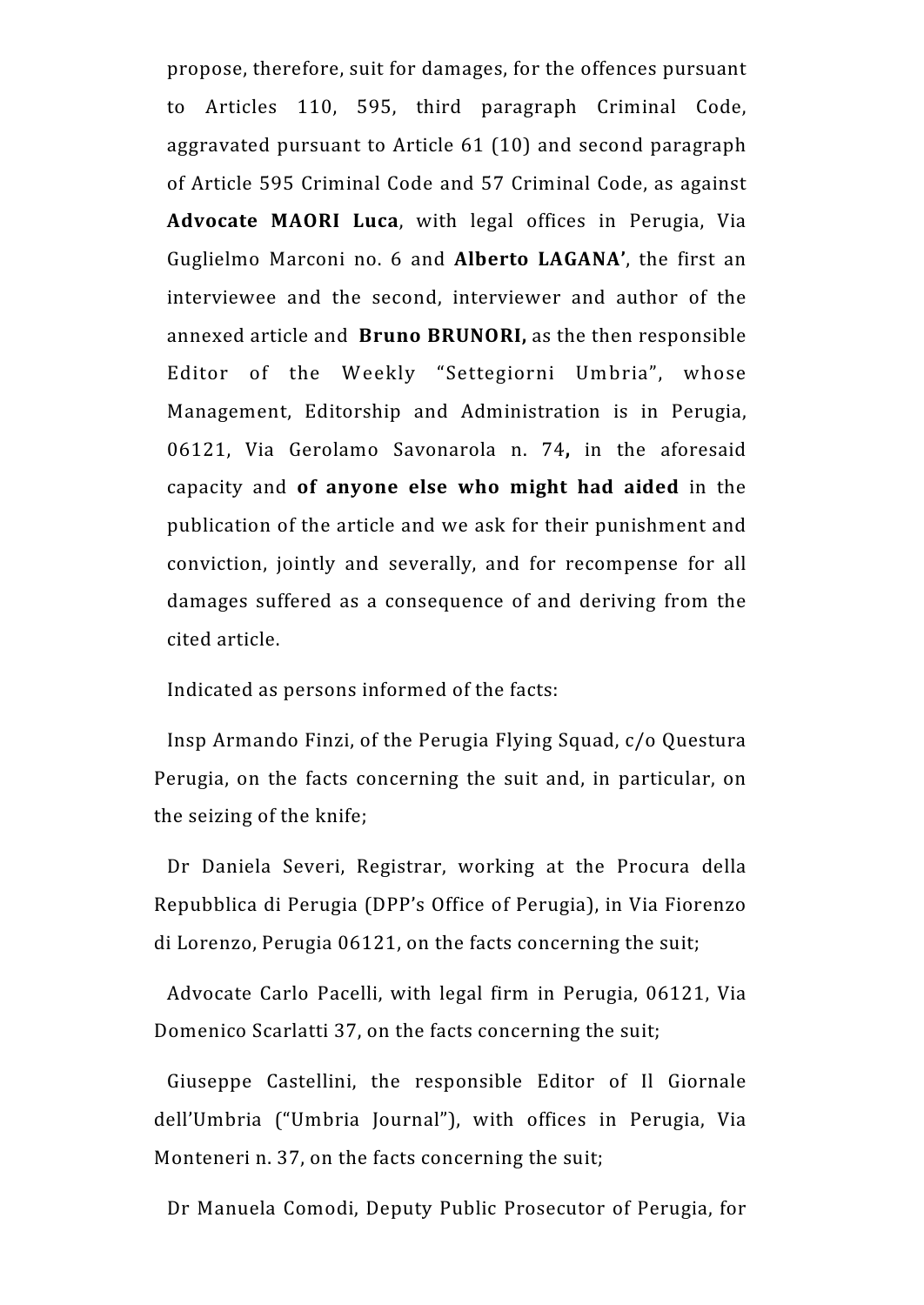propose, therefore, suit for damages, for the offences pursuant to Articles 110, 595, third paragraph Criminal Code, aggravated pursuant to Article 61 (10) and second paragraph of Article 595 Criminal Code and 57 Criminal Code, as against **Advocate MAORI Luca**, with legal offices in Perugia, Via Guglielmo Marconi no. 6 and **Alberto LAGANA'**, the first an interviewee and the second, interviewer and author of the annexed article and **Bruno BRUNORI,** as the then responsible Editor of the Weekly "Settegiorni Umbria", whose Management, Editorship and Administration is in Perugia, 06121, Via Gerolamo Savonarola n. 74**,** in the aforesaid capacity and **of anyone else who might had aided** in the publication of the article and we ask for their punishment and conviction, jointly and severally, and for recompense for all damages suffered as a consequence of and deriving from the cited article.

Indicated as persons informed of the facts:

Insp Armando Finzi, of the Perugia Flying Squad, c/o Questura Perugia, on the facts concerning the suit and, in particular, on the seizing of the knife;

Dr Daniela Severi, Registrar, working at the Procura della Repubblica di Perugia (DPP's Office of Perugia), in Via Fiorenzo di Lorenzo, Perugia 06121, on the facts concerning the suit;

Advocate Carlo Pacelli, with legal firm in Perugia, 06121, Via Domenico Scarlatti 37, on the facts concerning the suit;

Giuseppe Castellini, the responsible Editor of Il Giornale dell'Umbria ("Umbria Journal"), with offices in Perugia, Via Monteneri n. 37, on the facts concerning the suit;

Dr Manuela Comodi, Deputy Public Prosecutor of Perugia, for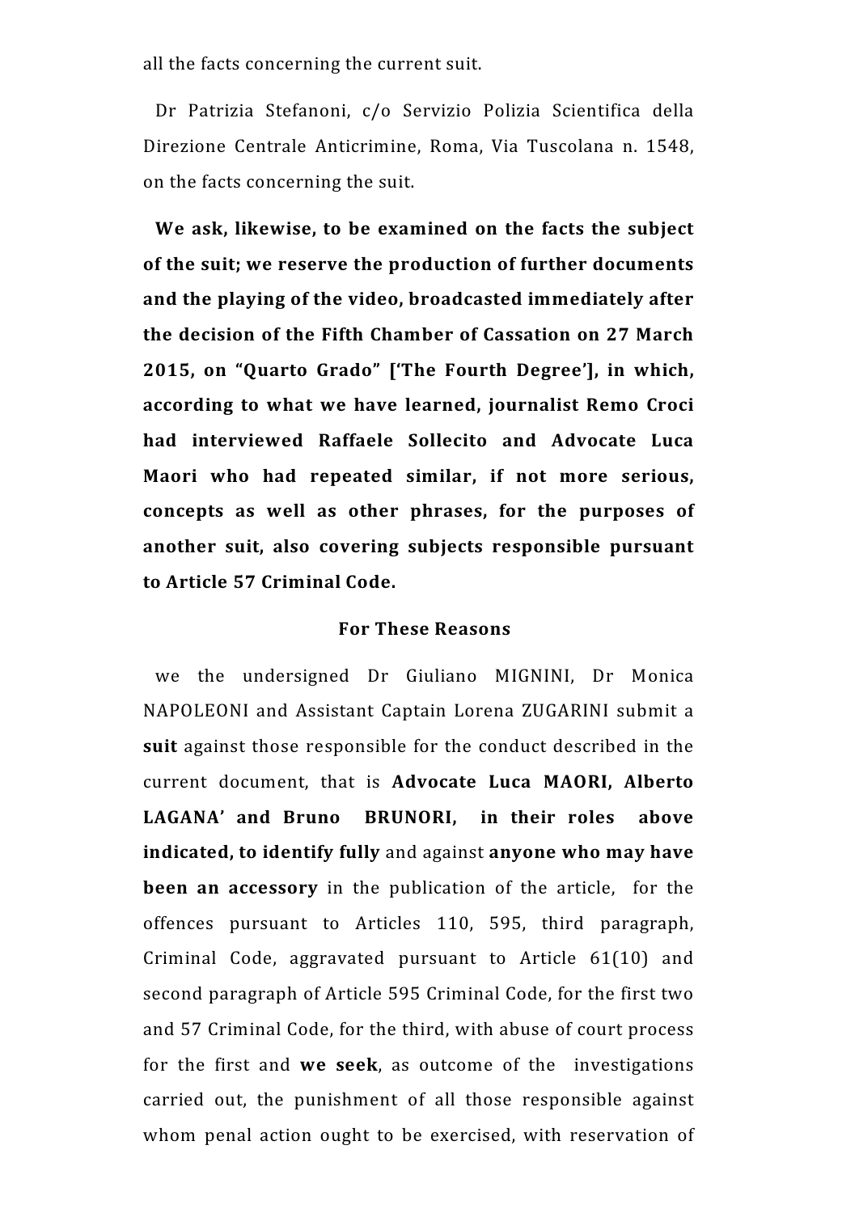all the facts concerning the current suit.

Dr Patrizia Stefanoni, c/o Servizio Polizia Scientifica della Direzione Centrale Anticrimine, Roma, Via Tuscolana n. 1548, on the facts concerning the suit.

**We ask, likewise, to be examined on the facts the subject of the suit; we reserve the production of further documents and the playing of the video, broadcasted immediately after the decision of the Fifth Chamber of Cassation on 27 March 2015, on "Quarto Grado" ['The Fourth Degree'], in which, according to what we have learned, journalist Remo Croci had interviewed Raffaele Sollecito and Advocate Luca Maori who had repeated similar, if not more serious, concepts as well as other phrases, for the purposes of another suit, also covering subjects responsible pursuant to Article 57 Criminal Code.**

**For These Reasons**

we the undersigned Dr Giuliano MIGNINI, Dr Monica NAPOLEONI and Assistant Captain Lorena ZUGARINI submit a **suit** against those responsible for the conduct described in the current document, that is **Advocate Luca MAORI, Alberto LAGANA' and Bruno BRUNORI, in their roles above indicated, to identify fully** and against **anyone who may have been an accessory** in the publication of the article, for the offences pursuant to Articles 110, 595, third paragraph, Criminal Code, aggravated pursuant to Article 61(10) and second paragraph of Article 595 Criminal Code, for the first two and 57 Criminal Code, for the third, with abuse of court process for the first and **we seek**, as outcome of the investigations carried out, the punishment of all those responsible against whom penal action ought to be exercised, with reservation of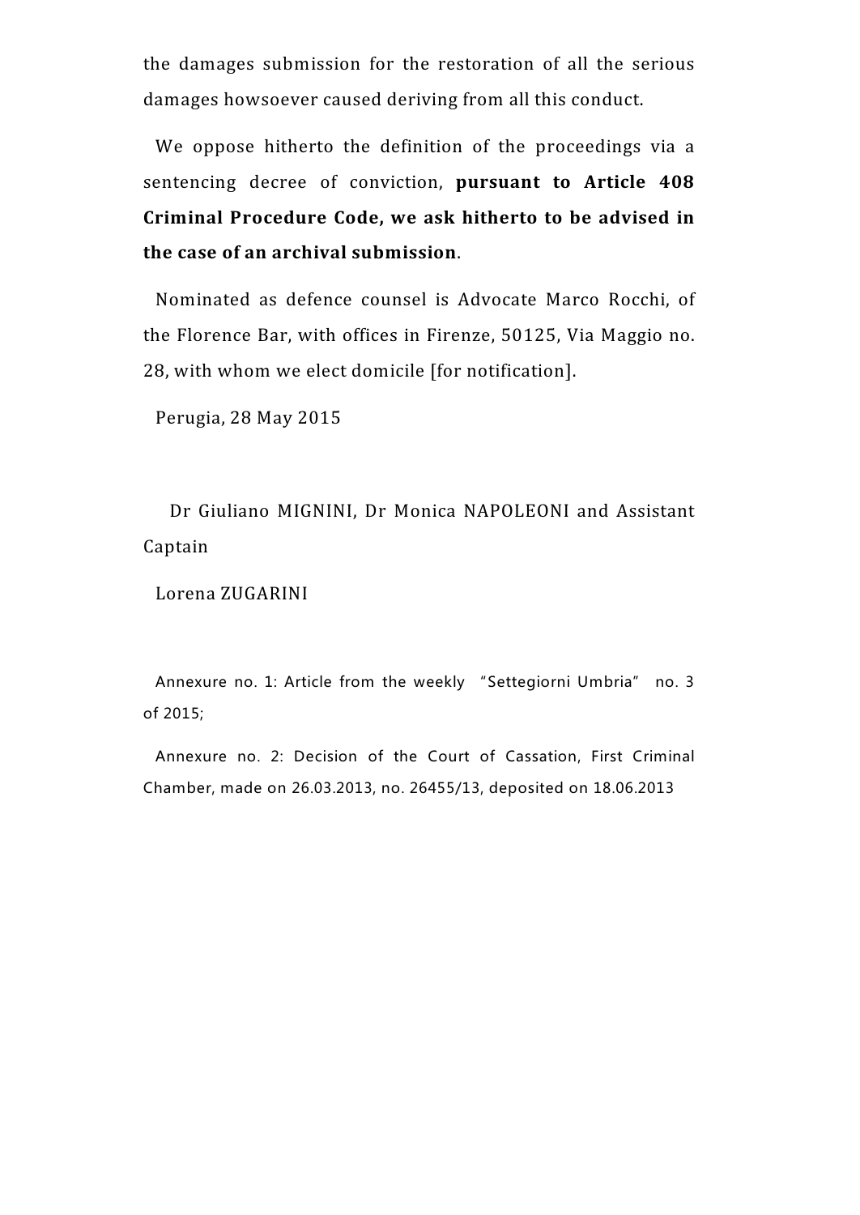the damages submission for the restoration of all the serious damages howsoever caused deriving from all this conduct.

We oppose hitherto the definition of the proceedings via a sentencing decree of conviction, **pursuant to Article 408 Criminal Procedure Code, we ask hitherto to be advised in the case of an archival submission**.

Nominated as defence counsel is Advocate Marco Rocchi, of the Florence Bar, with offices in Firenze, 50125, Via Maggio no. 28, with whom we elect domicile [for notification].

Perugia, 28 May 2015

Dr Giuliano MIGNINI, Dr Monica NAPOLEONI and Assistant Captain

Lorena ZUGARINI

Annexure no. 1: Article from the weekly "Settegiorni Umbria" no. 3 of 2015;

Annexure no. 2: Decision of the Court of Cassation, First Criminal Chamber, made on 26.03.2013, no. 26455/13, deposited on 18.06.2013